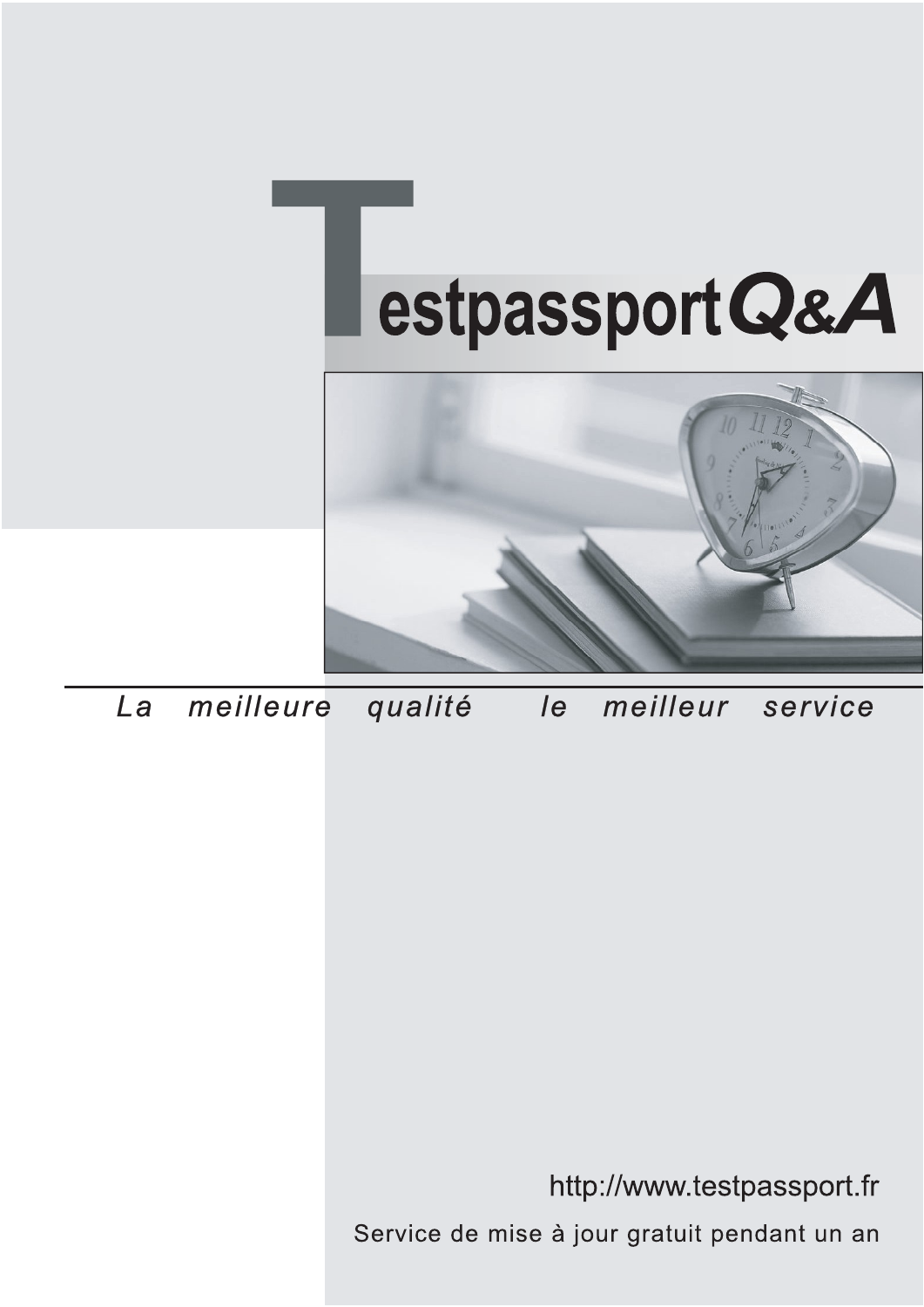# TestpassportQ&A

*La meilleure qualité le meilleur service*

http://www.testpassport.fr

Service de mise à jour gratuit pendant un an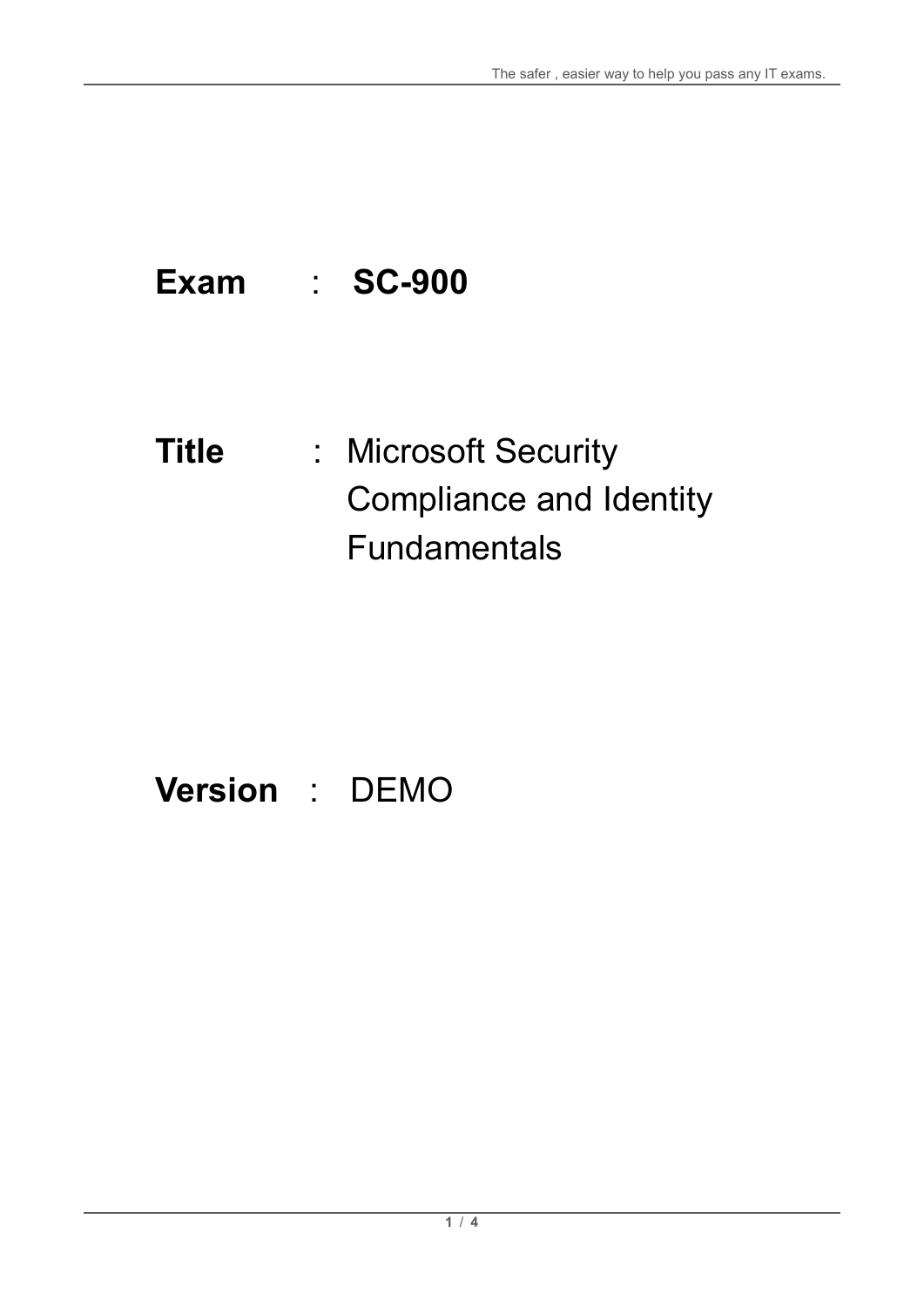**Exam** : **SC-900**

**Title** : Microsoft Security Compliance and Identity Fundamentals

**Version** : DEMO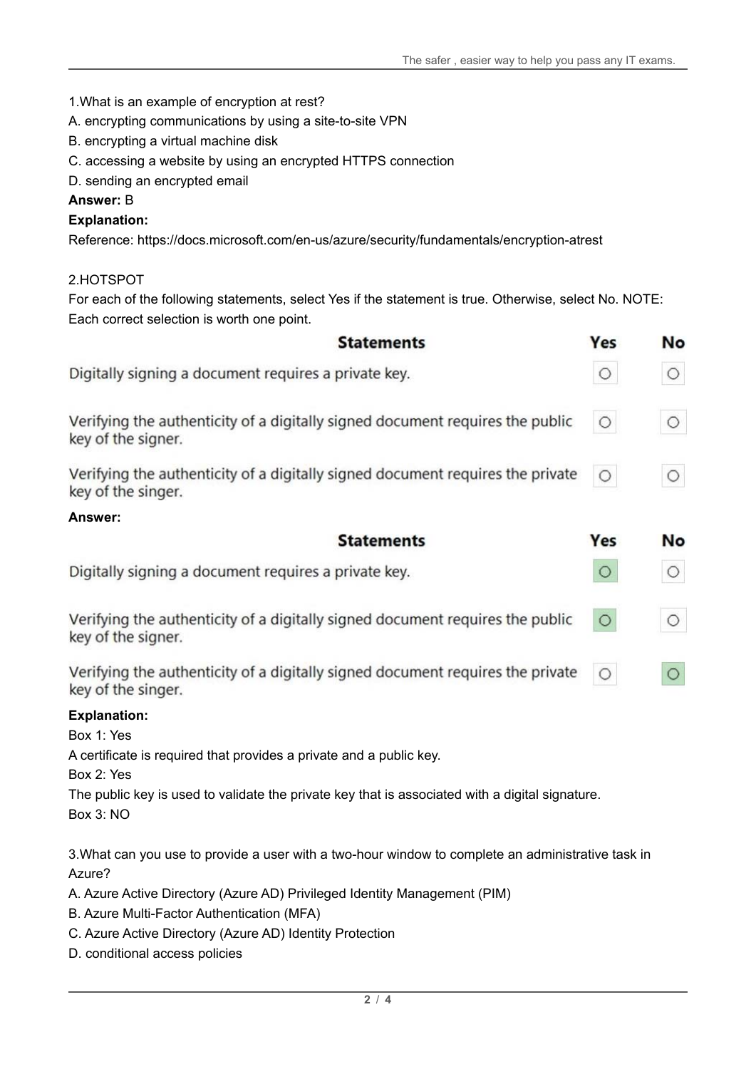1.What is an example of encryption at rest?

A. encrypting communications by using a site-to-site VPN

B. encrypting a virtual machine disk

C. accessing a website by using an encrypted HTTPS connection

D. sending an encrypted email

**Answer:** B

**Explanation:**

Reference: https://docs.microsoft.com/en-us/azure/security/fundamentals/encryption-atrest

2.HOTSPOT

For each of the following statements, select Yes if the statement is true. Otherwise, select No. NOTE: Each correct selection is worth one point.

| Statements | Yes | No |
| --- | --- | --- |
| Digitally signing a document requires a private key. | ○ | ○ |
| Verifying the authenticity of a digitally signed document requires the public key of the signer. | ○ | ○ |
| Verifying the authenticity of a digitally signed document requires the private key of the singer. | ○ | ○ |

**Answer:**

| Statements | Yes | No |
| --- | --- | --- |
| Digitally signing a document requires a private key. | ● | ○ |
| Verifying the authenticity of a digitally signed document requires the public key of the signer. | ● | ○ |
| Verifying the authenticity of a digitally signed document requires the private key of the singer. | ○ | ● |

**Explanation:**

Box 1: Yes

A certificate is required that provides a private and a public key.

Box 2: Yes

The public key is used to validate the private key that is associated with a digital signature.

Box 3: NO

3.What can you use to provide a user with a two-hour window to complete an administrative task in Azure?

A. Azure Active Directory (Azure AD) Privileged Identity Management (PIM)

B. Azure Multi-Factor Authentication (MFA)

C. Azure Active Directory (Azure AD) Identity Protection

D. conditional access policies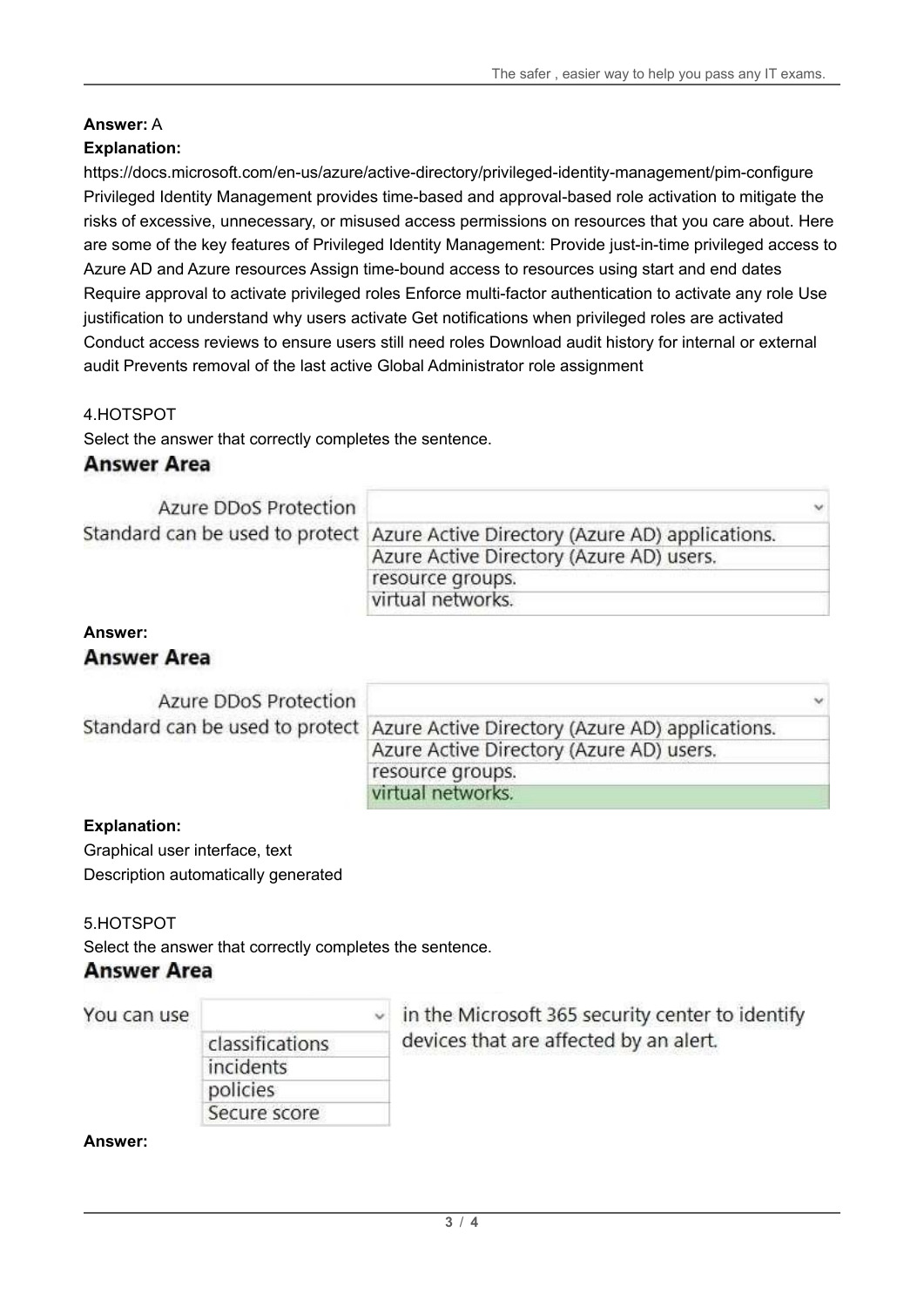**Answer:** A

**Explanation:**

https://docs.microsoft.com/en-us/azure/active-directory/privileged-identity-management/pim-configure
Privileged Identity Management provides time-based and approval-based role activation to mitigate the risks of excessive, unnecessary, or misused access permissions on resources that you care about. Here are some of the key features of Privileged Identity Management: Provide just-in-time privileged access to Azure AD and Azure resources Assign time-bound access to resources using start and end dates Require approval to activate privileged roles Enforce multi-factor authentication to activate any role Use justification to understand why users activate Get notifications when privileged roles are activated Conduct access reviews to ensure users still need roles Download audit history for internal or external audit Prevents removal of the last active Global Administrator role assignment

4.HOTSPOT

Select the answer that correctly completes the sentence.

## Answer Area

Azure DDoS Protection Standard can be used to protect [dropdown]

- Azure Active Directory (Azure AD) applications.
- Azure Active Directory (Azure AD) users.
- resource groups.
- virtual networks.

**Answer:**

## Answer Area

Azure DDoS Protection Standard can be used to protect [dropdown]

- Azure Active Directory (Azure AD) applications.
- Azure Active Directory (Azure AD) users.
- resource groups.
- **virtual networks.** (selected)

**Explanation:**

Graphical user interface, text

Description automatically generated

5.HOTSPOT

Select the answer that correctly completes the sentence.

## Answer Area

You can use [dropdown] in the Microsoft 365 security center to identify devices that are affected by an alert.

- classifications
- incidents
- policies
- Secure score

**Answer:**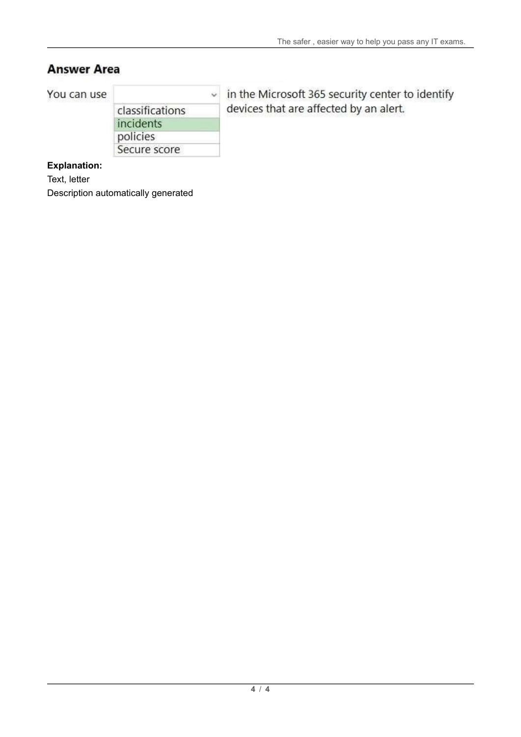## Answer Area

You can use [dropdown] in the Microsoft 365 security center to identify devices that are affected by an alert.

- classifications
- incidents
- policies
- Secure score

**Explanation:**

Text, letter

Description automatically generated